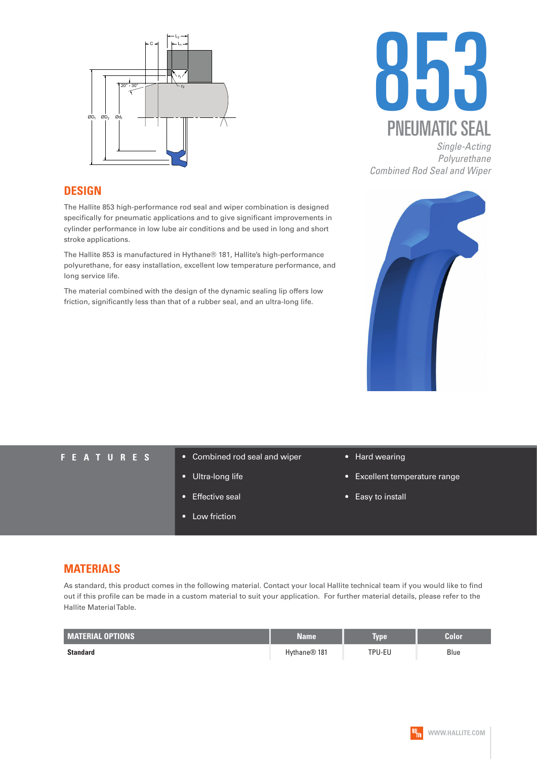# 853

## PNEUMATIC SEAL

*Single-Acting*
*Polyurethane*
*Combined Rod Seal and Wiper*

## DESIGN

The Hallite 853 high-performance rod seal and wiper combination is designed specifically for pneumatic applications and to give significant improvements in cylinder performance in low lube air conditions and be used in long and short stroke applications.

The Hallite 853 is manufactured in Hythane® 181, Hallite's high-performance polyurethane, for easy installation, excellent low temperature performance, and long service life.

The material combined with the design of the dynamic sealing lip offers low friction, significantly less than that of a rubber seal, and an ultra-long life.

## FEATURES

- Combined rod seal and wiper
- Ultra-long life
- Effective seal
- Low friction
- Hard wearing
- Excellent temperature range
- Easy to install

## MATERIALS

As standard, this product comes in the following material. Contact your local Hallite technical team if you would like to find out if this profile can be made in a custom material to suit your application. For further material details, please refer to the Hallite Material Table.

| MATERIAL OPTIONS | Name | Type | Color |
|---|---|---|---|
| **Standard** | Hythane® 181 | TPU-EU | Blue |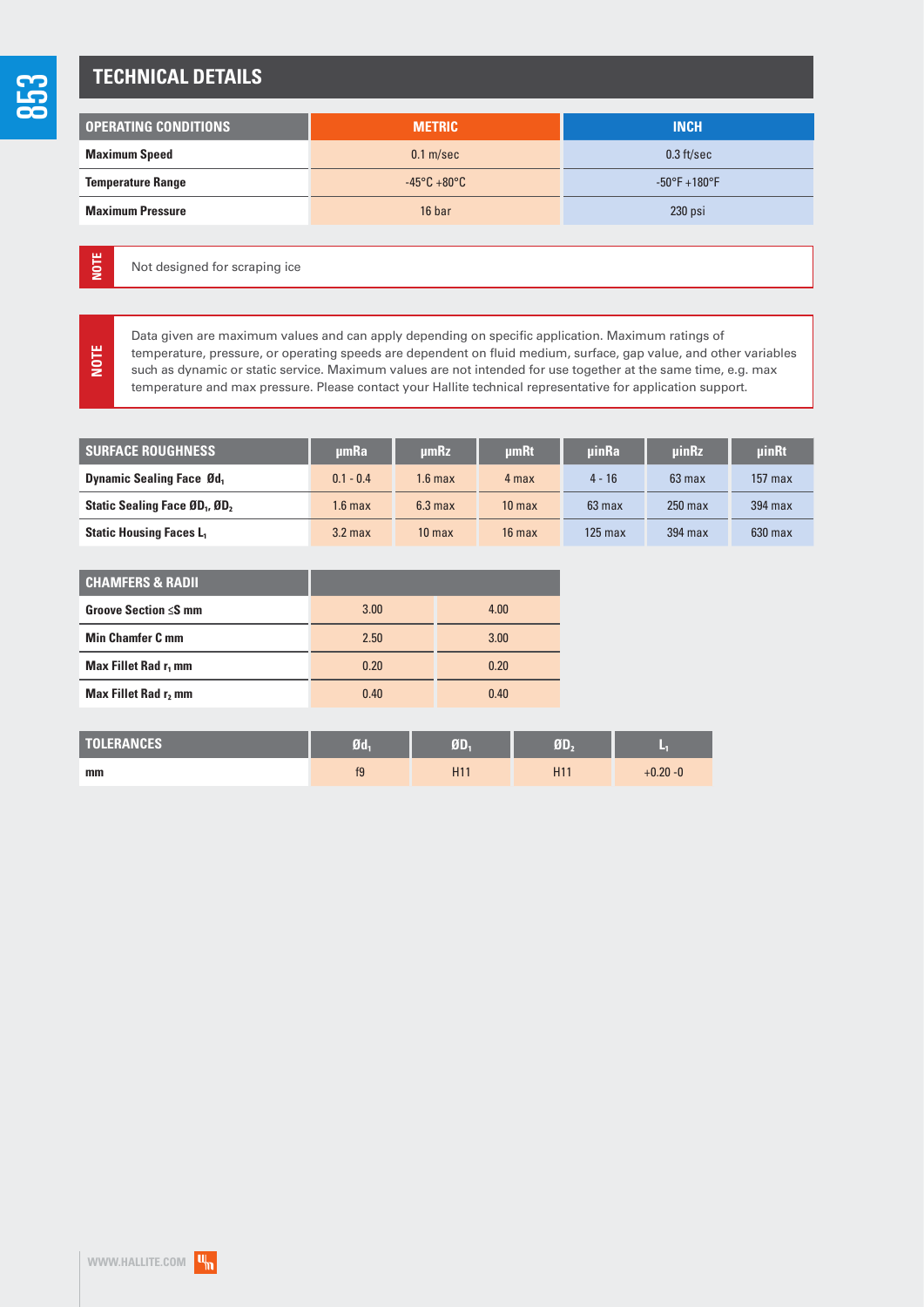## TECHNICAL DETAILS

| OPERATING CONDITIONS | METRIC | INCH |
|---|---|---|
| **Maximum Speed** | 0.1 m/sec | 0.3 ft/sec |
| **Temperature Range** | -45°C +80°C | -50°F +180°F |
| **Maximum Pressure** | 16 bar | 230 psi |

**NOTE** Not designed for scraping ice

**NOTE** Data given are maximum values and can apply depending on specific application. Maximum ratings of temperature, pressure, or operating speeds are dependent on fluid medium, surface, gap value, and other variables such as dynamic or static service. Maximum values are not intended for use together at the same time, e.g. max temperature and max pressure. Please contact your Hallite technical representative for application support.

| SURFACE ROUGHNESS | μmRa | μmRz | μmRt | μinRa | μinRz | μinRt |
|---|---|---|---|---|---|---|
| **Dynamic Sealing Face Ø$d_1$** | 0.1 - 0.4 | 1.6 max | 4 max | 4 - 16 | 63 max | 157 max |
| **Static Sealing Face Ø$D_1$, Ø$D_2$** | 1.6 max | 6.3 max | 10 max | 63 max | 250 max | 394 max |
| **Static Housing Faces $L_1$** | 3.2 max | 10 max | 16 max | 125 max | 394 max | 630 max |

| CHAMFERS & RADII | | |
|---|---|---|
| **Groove Section ≤S mm** | 3.00 | 4.00 |
| **Min Chamfer C mm** | 2.50 | 3.00 |
| **Max Fillet Rad $r_1$ mm** | 0.20 | 0.20 |
| **Max Fillet Rad $r_2$ mm** | 0.40 | 0.40 |

| TOLERANCES | Ø$d_1$ | Ø$D_1$ | Ø$D_2$ | $L_1$ |
|---|---|---|---|---|
| **mm** | f9 | H11 | H11 | +0.20 -0 |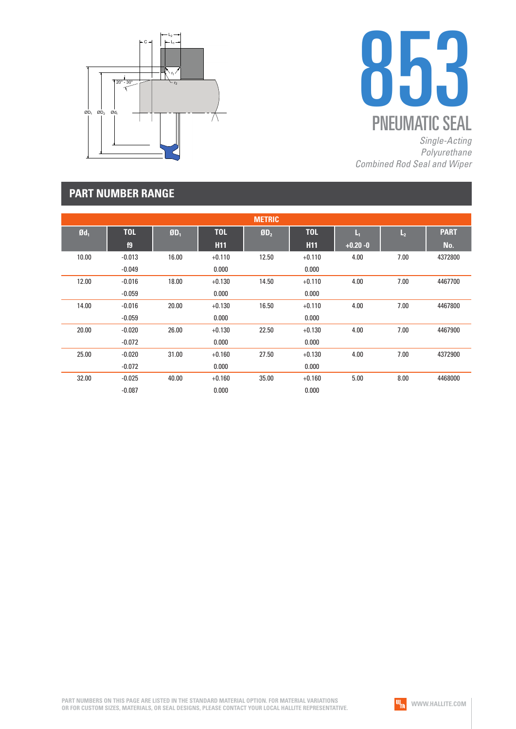# 853

## PNEUMATIC SEAL

*Single-Acting*
*Polyurethane*
*Combined Rod Seal and Wiper*

## PART NUMBER RANGE

| METRIC | | | | | | | | |
|---|---|---|---|---|---|---|---|---|
| $Ød_1$ | TOL f9 | $ØD_1$ | TOL H11 | $ØD_2$ | TOL H11 | $L_1$ +0.20 -0 | $L_2$ | PART No. |
| 10.00 | -0.013 -0.049 | 16.00 | +0.110 0.000 | 12.50 | +0.110 0.000 | 4.00 | 7.00 | 4372800 |
| 12.00 | -0.016 -0.059 | 18.00 | +0.130 0.000 | 14.50 | +0.110 0.000 | 4.00 | 7.00 | 4467700 |
| 14.00 | -0.016 -0.059 | 20.00 | +0.130 0.000 | 16.50 | +0.110 0.000 | 4.00 | 7.00 | 4467800 |
| 20.00 | -0.020 -0.072 | 26.00 | +0.130 0.000 | 22.50 | +0.130 0.000 | 4.00 | 7.00 | 4467900 |
| 25.00 | -0.020 -0.072 | 31.00 | +0.160 0.000 | 27.50 | +0.130 0.000 | 4.00 | 7.00 | 4372900 |
| 32.00 | -0.025 -0.087 | 40.00 | +0.160 0.000 | 35.00 | +0.160 0.000 | 5.00 | 8.00 | 4468000 |

PART NUMBERS ON THIS PAGE ARE LISTED IN THE STANDARD MATERIAL OPTION. FOR MATERIAL VARIATIONS OR FOR CUSTOM SIZES, MATERIALS, OR SEAL DESIGNS, PLEASE CONTACT YOUR LOCAL HALLITE REPRESENTATIVE.

WWW.HALLITE.COM